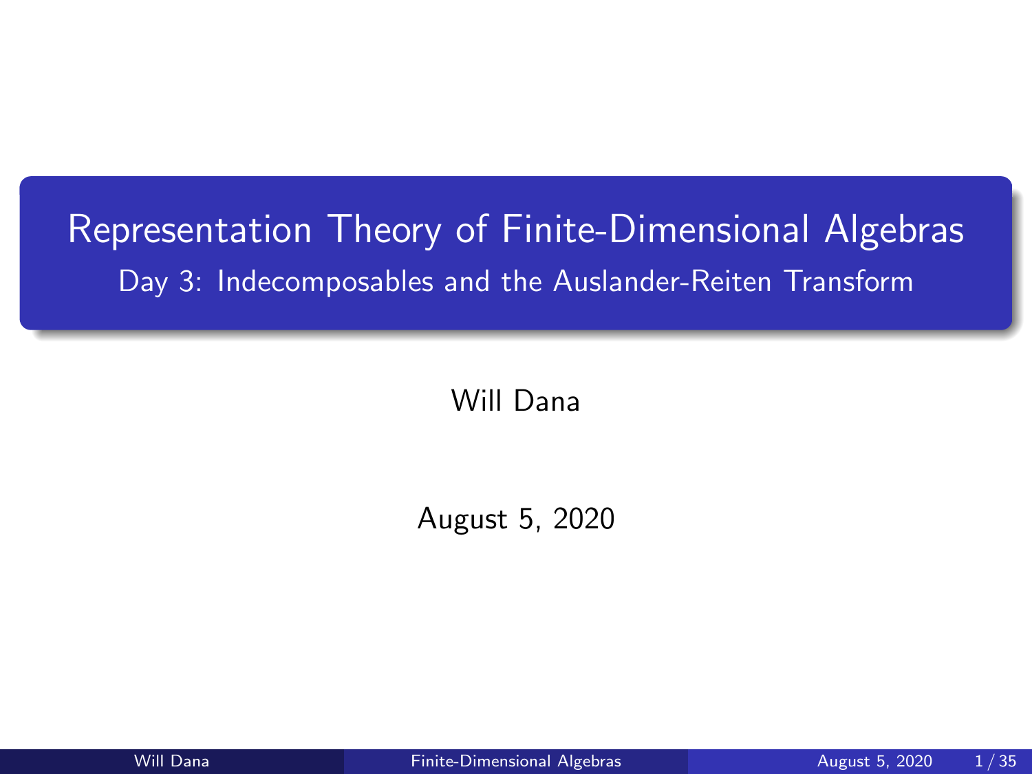# Representation Theory of Finite-Dimensional Algebras

## Day 3: Indecomposables and the Auslander-Reiten Transform

Will Dana

August 5, 2020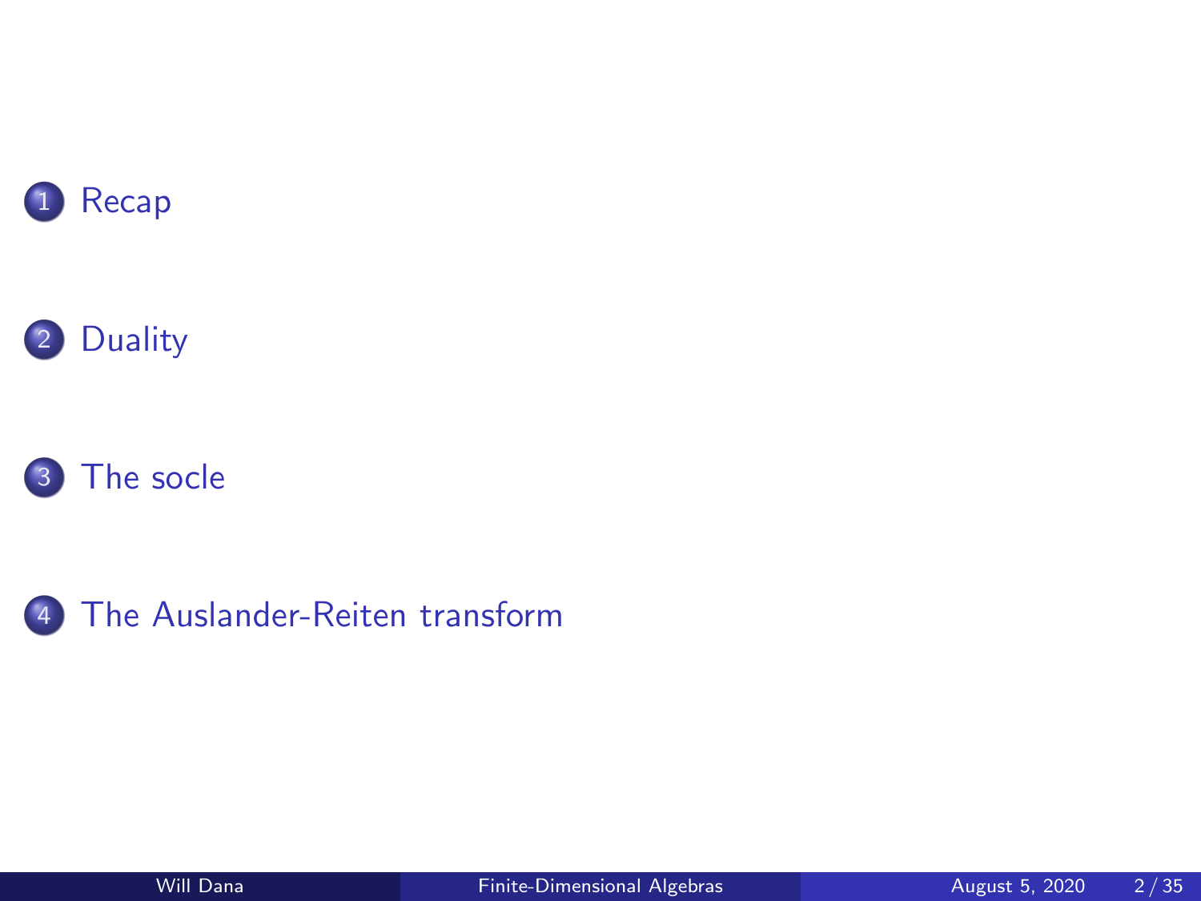1. Recap
2. Duality
3. The socle
4. The Auslander-Reiten transform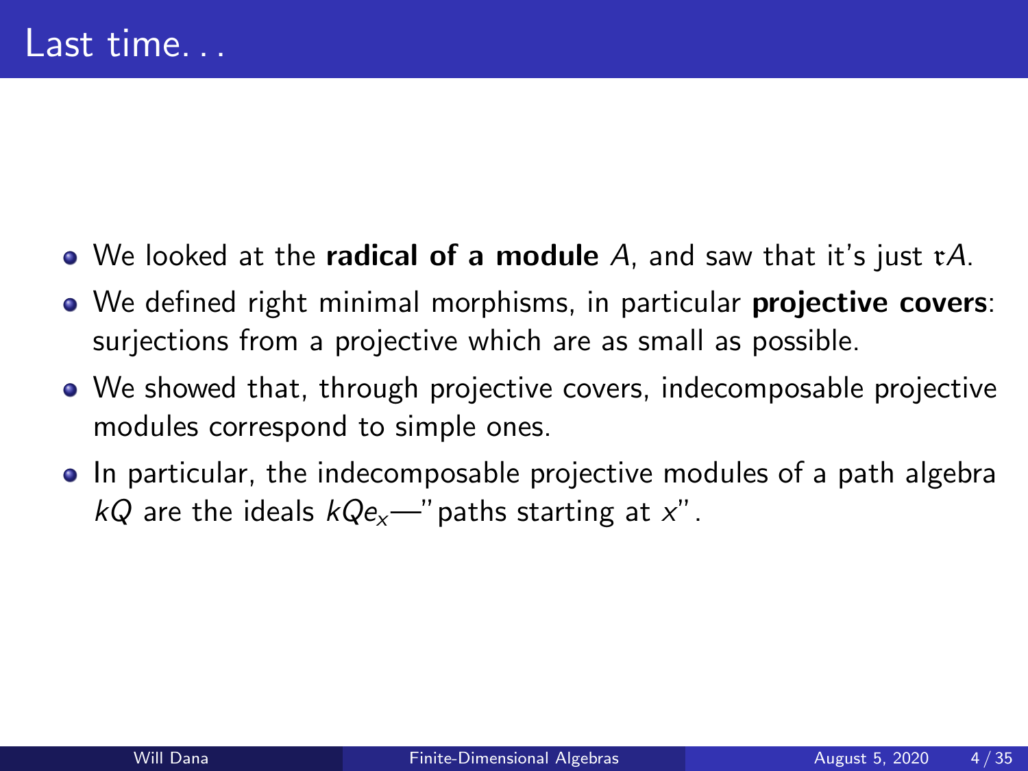# Last time...

- We looked at the **radical of a module** $A$, and saw that it's just $\mathfrak{r}A$.
- We defined right minimal morphisms, in particular **projective covers**: surjections from a projective which are as small as possible.
- We showed that, through projective covers, indecomposable projective modules correspond to simple ones.
- In particular, the indecomposable projective modules of a path algebra $kQ$ are the ideals $kQe_x$—"paths starting at $x$".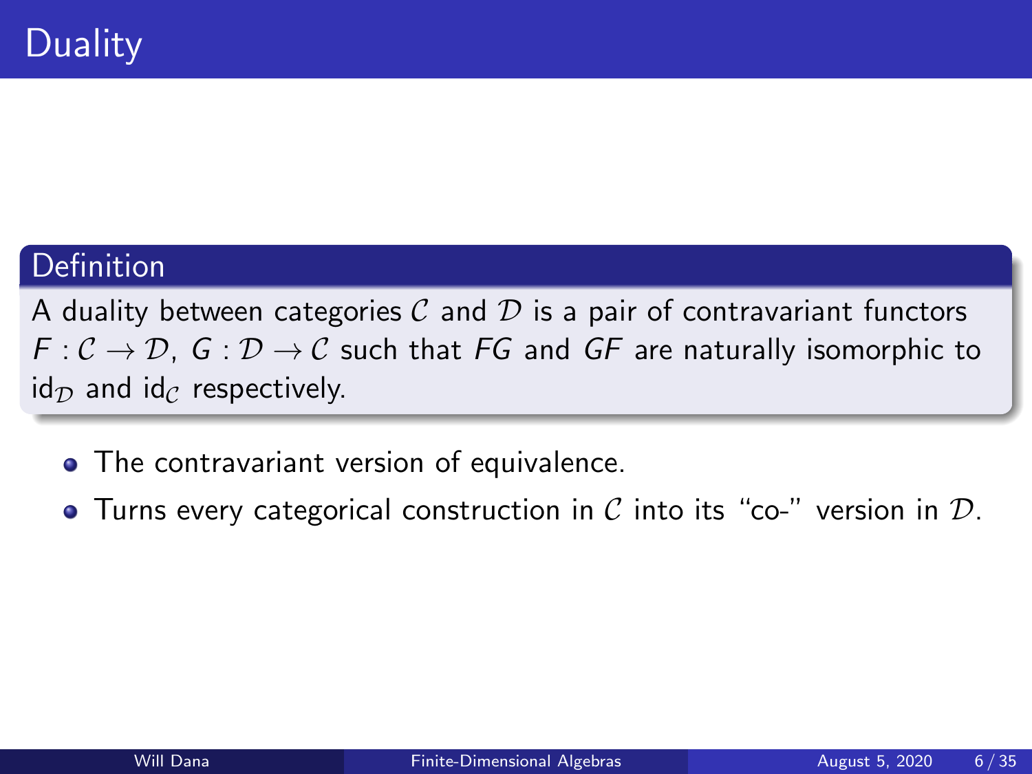# Duality

**Definition**

A duality between categories $\mathcal{C}$ and $\mathcal{D}$ is a pair of contravariant functors $F : \mathcal{C} \to \mathcal{D}$, $G : \mathcal{D} \to \mathcal{C}$ such that $FG$ and $GF$ are naturally isomorphic to $\mathrm{id}_{\mathcal{D}}$ and $\mathrm{id}_{\mathcal{C}}$ respectively.

- The contravariant version of equivalence.
- Turns every categorical construction in $\mathcal{C}$ into its "co-" version in $\mathcal{D}$.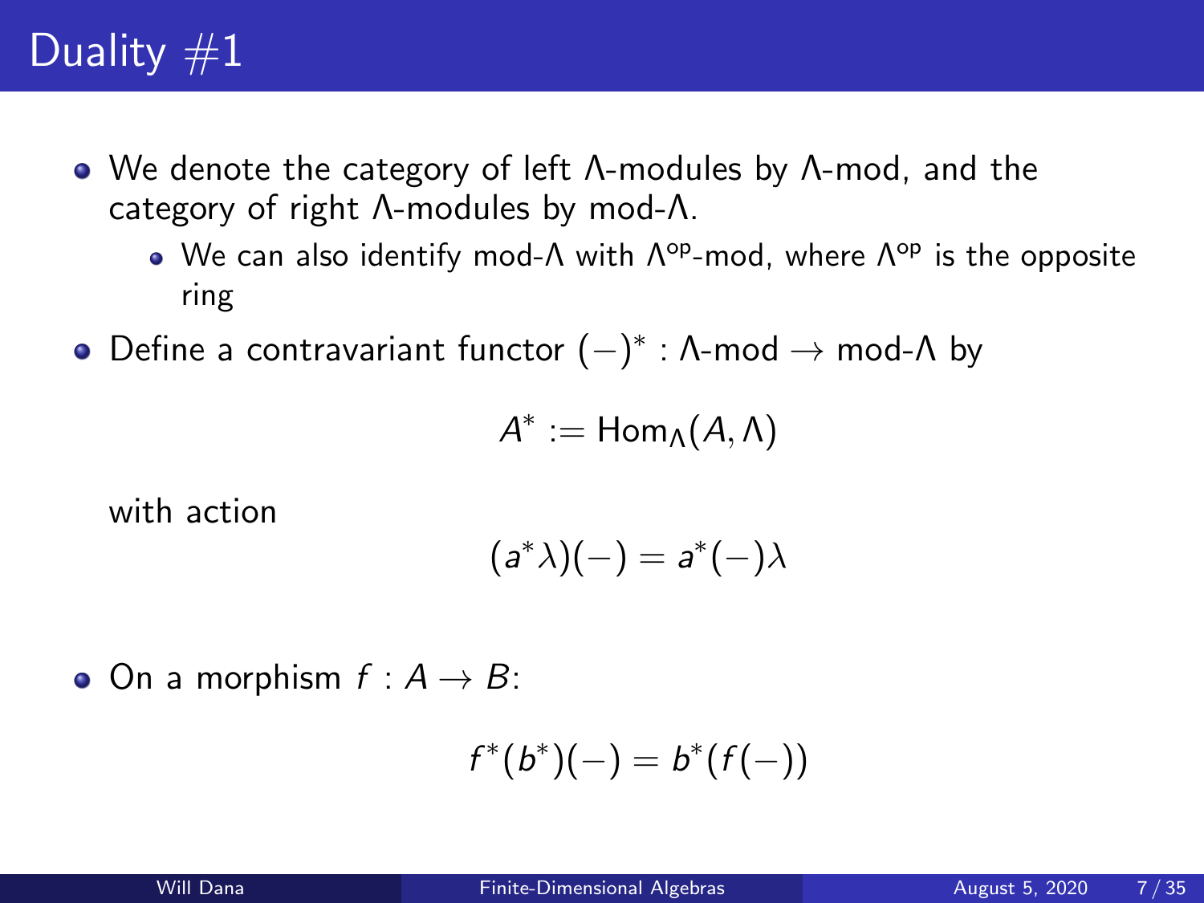# Duality #1

- We denote the category of left $\Lambda$-modules by $\Lambda$-mod, and the category of right $\Lambda$-modules by mod-$\Lambda$.
  - We can also identify mod-$\Lambda$ with $\Lambda^{\text{op}}$-mod, where $\Lambda^{\text{op}}$ is the opposite ring
- Define a contravariant functor $(-)^* : \Lambda\text{-mod} \to \text{mod-}\Lambda$ by

$$A^* := \text{Hom}_\Lambda(A, \Lambda)$$

with action

$$(a^*\lambda)(-) = a^*(-)\lambda$$

- On a morphism $f : A \to B$:

$$f^*(b^*)(-) = b^*(f(-))$$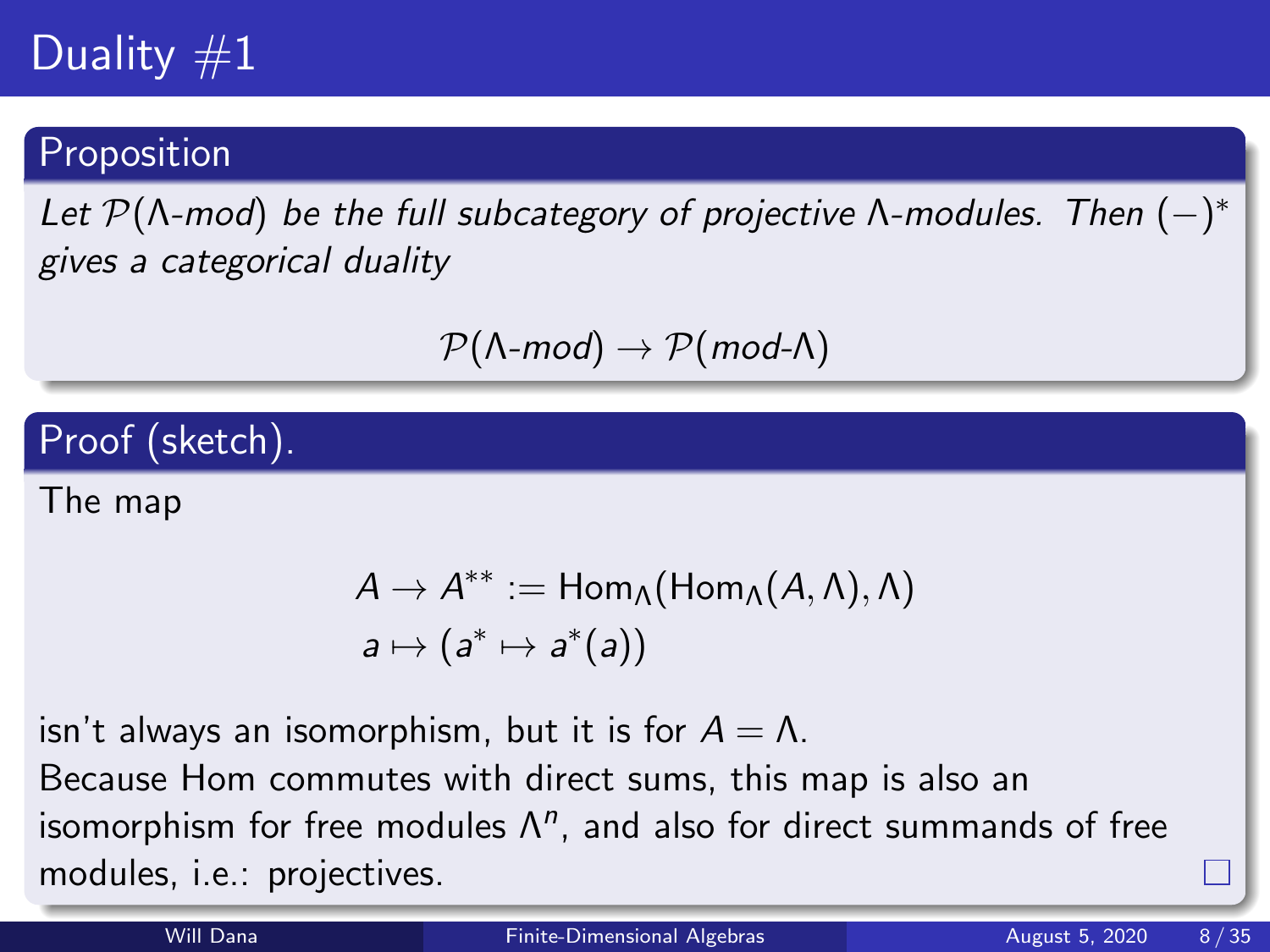# Duality #1

**Proposition**

*Let $\mathcal{P}(\Lambda\text{-}mod)$ be the full subcategory of projective $\Lambda$-modules. Then $(-)^*$ gives a categorical duality*

$$\mathcal{P}(\Lambda\text{-}mod) \to \mathcal{P}(mod\text{-}\Lambda)$$

**Proof (sketch).**

The map

$$\begin{aligned} A &\to A^{**} := \mathrm{Hom}_\Lambda(\mathrm{Hom}_\Lambda(A, \Lambda), \Lambda) \\ a &\mapsto (a^* \mapsto a^*(a)) \end{aligned}$$

isn't always an isomorphism, but it is for $A = \Lambda$.

Because Hom commutes with direct sums, this map is also an isomorphism for free modules $\Lambda^n$, and also for direct summands of free modules, i.e.: projectives. □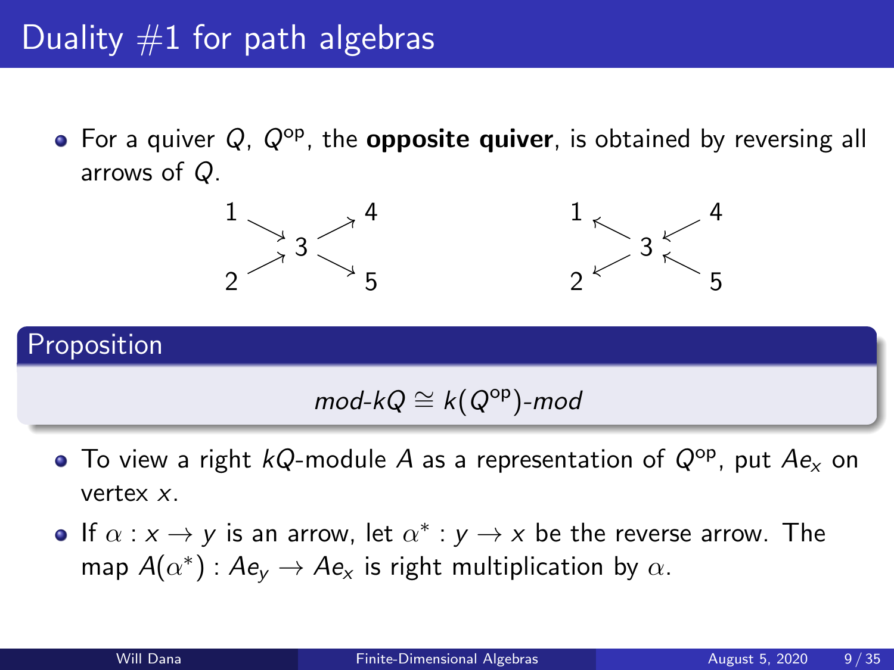# Duality #1 for path algebras

- For a quiver $Q$, $Q^{\text{op}}$, the **opposite quiver**, is obtained by reversing all arrows of $Q$.

$$
\begin{array}{ccc}
1 & & 4 \\
& \searrow \quad \nearrow & \\
& 3 & \\
& \nearrow \quad \searrow & \\
2 & & 5
\end{array}
\qquad\qquad
\begin{array}{ccc}
1 & & 4 \\
& \nwarrow \quad \swarrow & \\
& 3 & \\
& \swarrow \quad \nwarrow & \\
2 & & 5
\end{array}
$$

**Proposition**

$$\textit{mod-}kQ \cong k(Q^{\text{op}})\textit{-mod}$$

- To view a right $kQ$-module $A$ as a representation of $Q^{\text{op}}$, put $Ae_x$ on vertex $x$.
- If $\alpha : x \to y$ is an arrow, let $\alpha^* : y \to x$ be the reverse arrow. The map $A(\alpha^*) : Ae_y \to Ae_x$ is right multiplication by $\alpha$.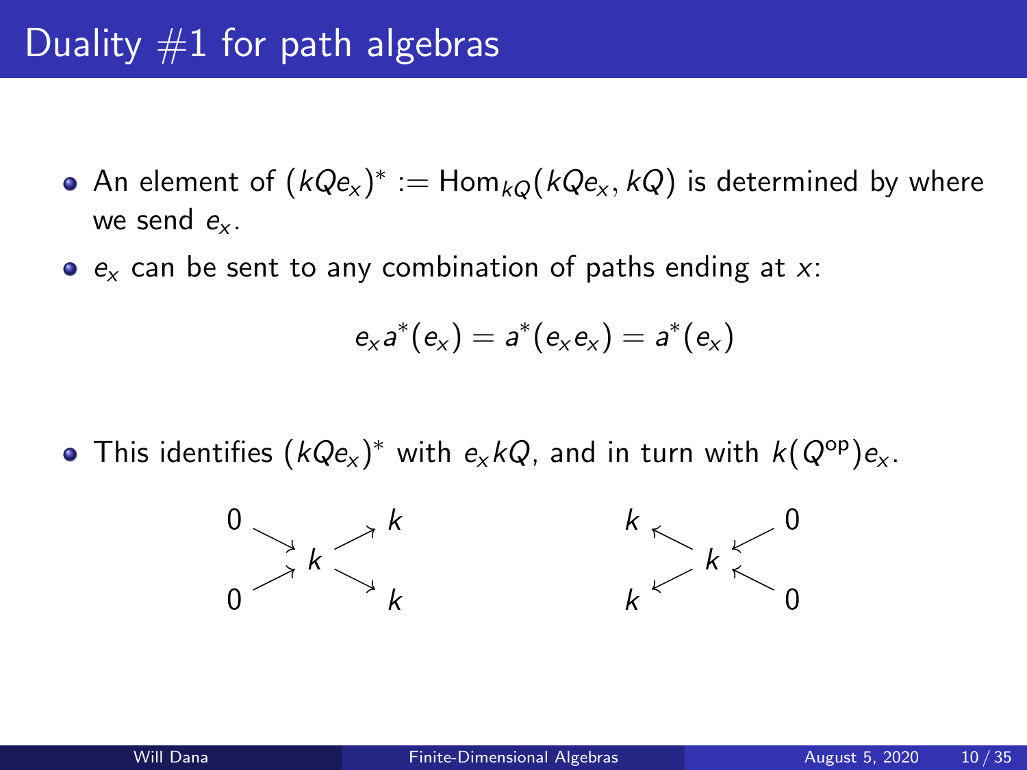# Duality #1 for path algebras

- An element of $(kQe_x)^* := \mathrm{Hom}_{kQ}(kQe_x, kQ)$ is determined by where we send $e_x$.
- $e_x$ can be sent to any combination of paths ending at $x$:

$$e_x a^*(e_x) = a^*(e_x e_x) = a^*(e_x)$$

- This identifies $(kQe_x)^*$ with $e_x kQ$, and in turn with $k(Q^{\mathrm{op}})e_x$.

$$\begin{array}{ccc} 0 & & k \\ & \searrow \quad \nearrow & \\ & k & \\ & \nearrow \quad \searrow & \\ 0 & & k \end{array} \qquad\qquad \begin{array}{ccc} k & & 0 \\ & \nwarrow \quad \swarrow & \\ & k & \\ & \swarrow \quad \nwarrow & \\ k & & 0 \end{array}$$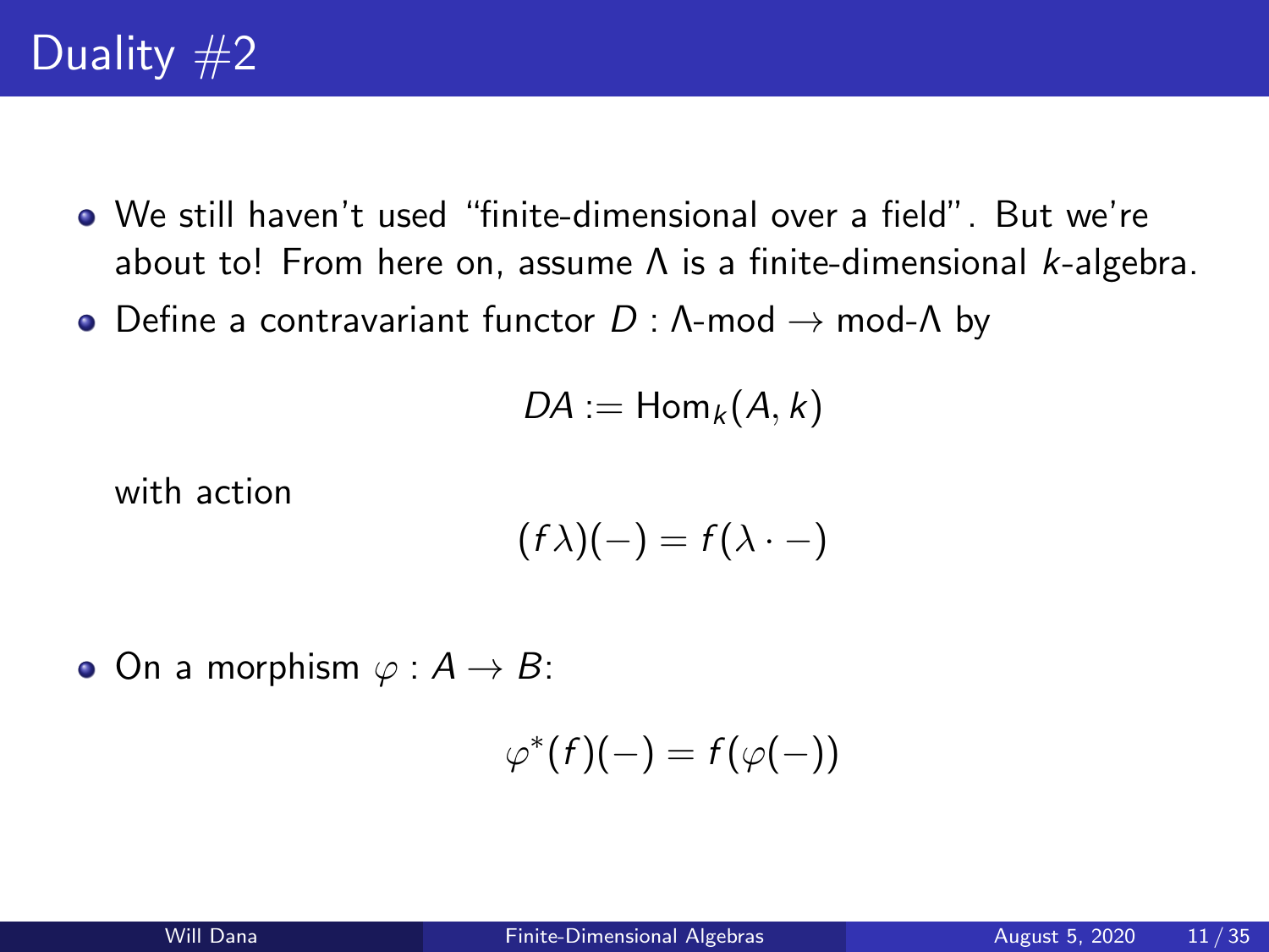# Duality #2

- We still haven't used "finite-dimensional over a field". But we're about to! From here on, assume $\Lambda$ is a finite-dimensional $k$-algebra.
- Define a contravariant functor $D : \Lambda\text{-mod} \to \text{mod-}\Lambda$ by

$$DA := \mathrm{Hom}_k(A, k)$$

  with action

$$(f\lambda)(-) = f(\lambda \cdot -)$$

- On a morphism $\varphi : A \to B$:

$$\varphi^*(f)(-) = f(\varphi(-))$$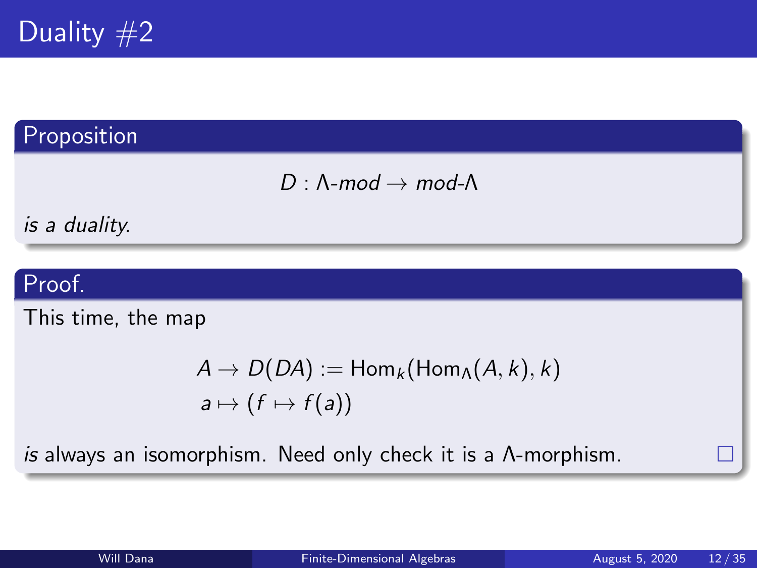# Duality #2

## Proposition

$$D : \Lambda\text{-}mod \to mod\text{-}\Lambda$$

*is a duality.*

## Proof.

This time, the map

$$\begin{aligned} A &\to D(DA) := \mathrm{Hom}_k(\mathrm{Hom}_\Lambda(A, k), k) \\ a &\mapsto (f \mapsto f(a)) \end{aligned}$$

*is* always an isomorphism. Need only check it is a $\Lambda$-morphism. □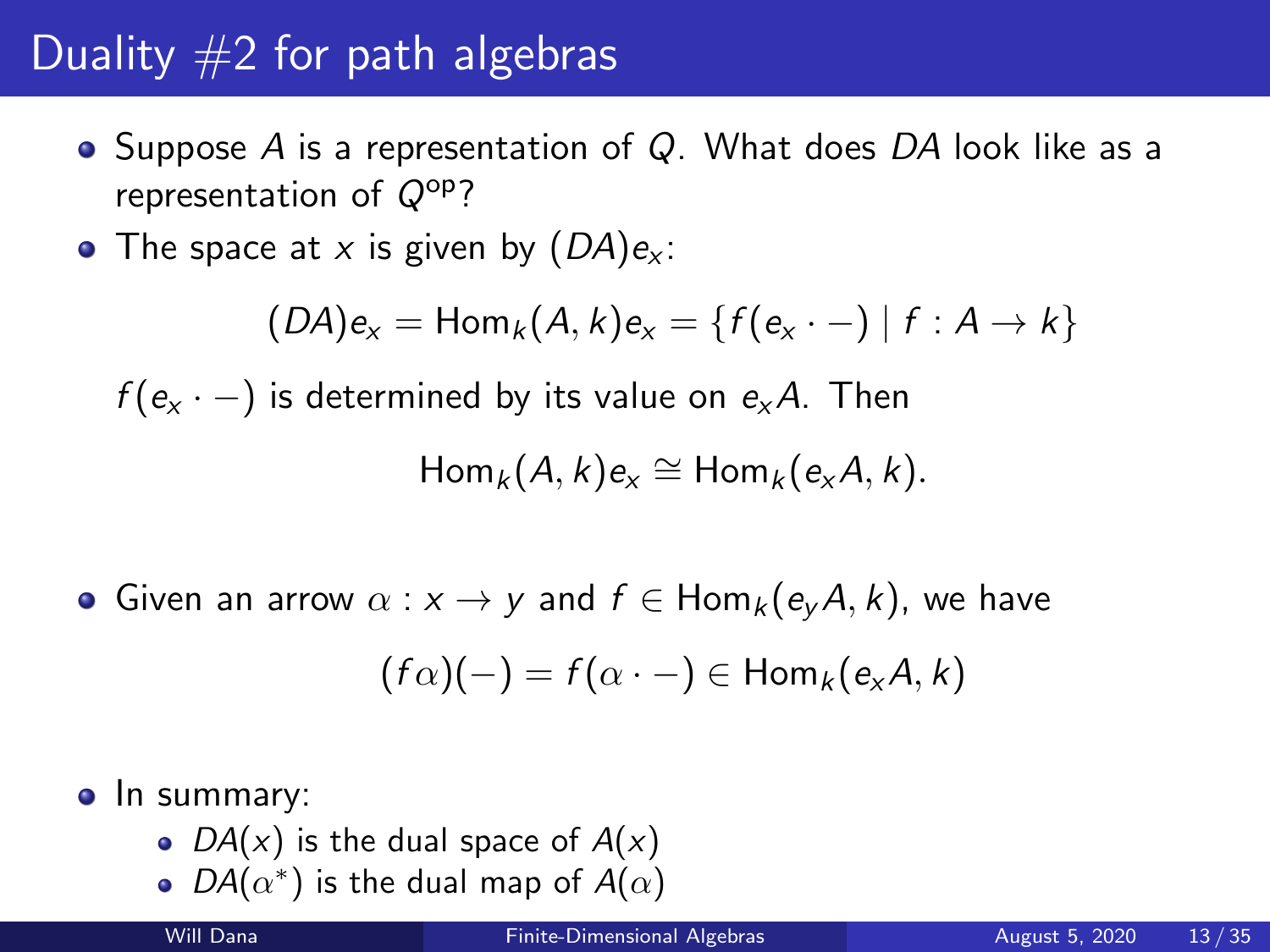# Duality #2 for path algebras

- Suppose $A$ is a representation of $Q$. What does $DA$ look like as a representation of $Q^{\mathrm{op}}$?
- The space at $x$ is given by $(DA)e_x$:

$$(DA)e_x = \mathrm{Hom}_k(A, k)e_x = \{f(e_x \cdot -) \mid f : A \to k\}$$

$f(e_x \cdot -)$ is determined by its value on $e_x A$. Then

$$\mathrm{Hom}_k(A, k)e_x \cong \mathrm{Hom}_k(e_x A, k).$$

- Given an arrow $\alpha : x \to y$ and $f \in \mathrm{Hom}_k(e_y A, k)$, we have

$$(f\alpha)(-) = f(\alpha \cdot -) \in \mathrm{Hom}_k(e_x A, k)$$

- In summary:
  - $DA(x)$ is the dual space of $A(x)$
  - $DA(\alpha^*)$ is the dual map of $A(\alpha)$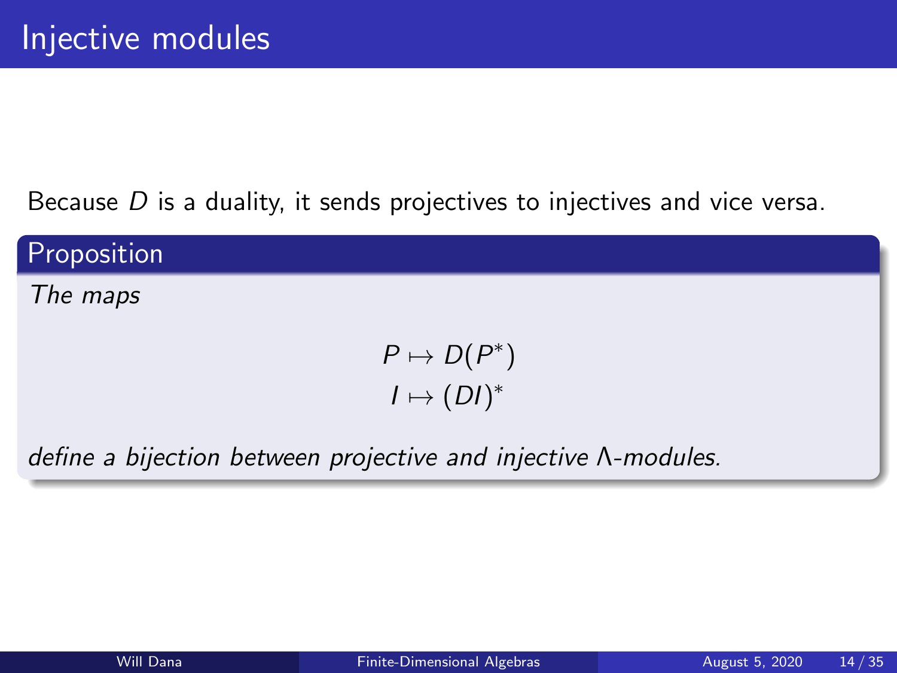# Injective modules

Because $D$ is a duality, it sends projectives to injectives and vice versa.

**Proposition**

*The maps*

$$P \mapsto D(P^*)$$
$$I \mapsto (DI)^*$$

*define a bijection between projective and injective $\Lambda$-modules.*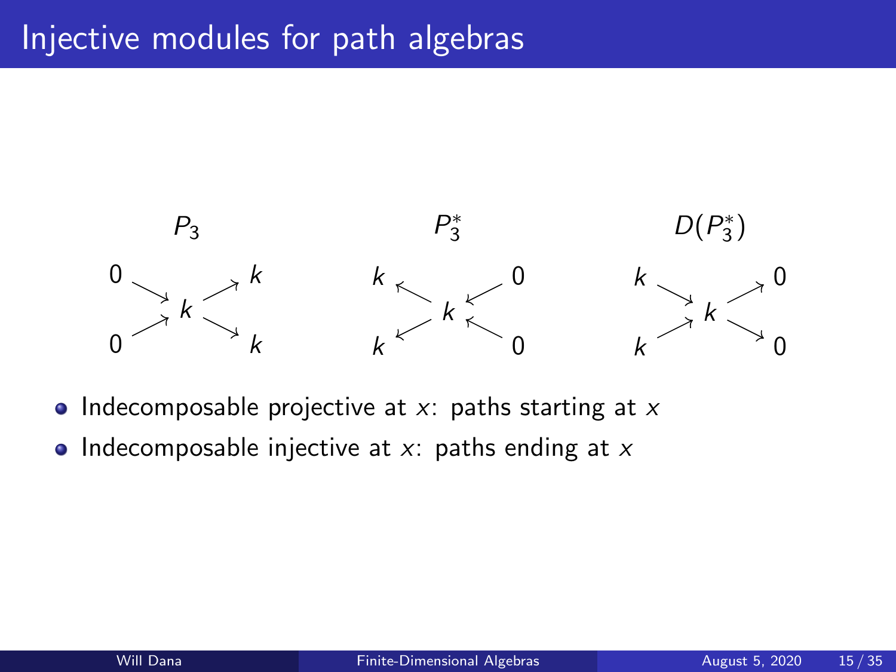# Injective modules for path algebras

| $P_3$ | $P_3^*$ | $D(P_3^*)$ |
|---|---|---|
| $0 \to k$, $0 \to k$, $k \to k$, $k \to k$ | $k \leftarrow k$, $k \leftarrow k$, $k \leftarrow 0$, $k \leftarrow 0$ | $k \to k$, $k \to k$, $k \to 0$, $k \to 0$ |

- Indecomposable projective at $x$: paths starting at $x$
- Indecomposable injective at $x$: paths ending at $x$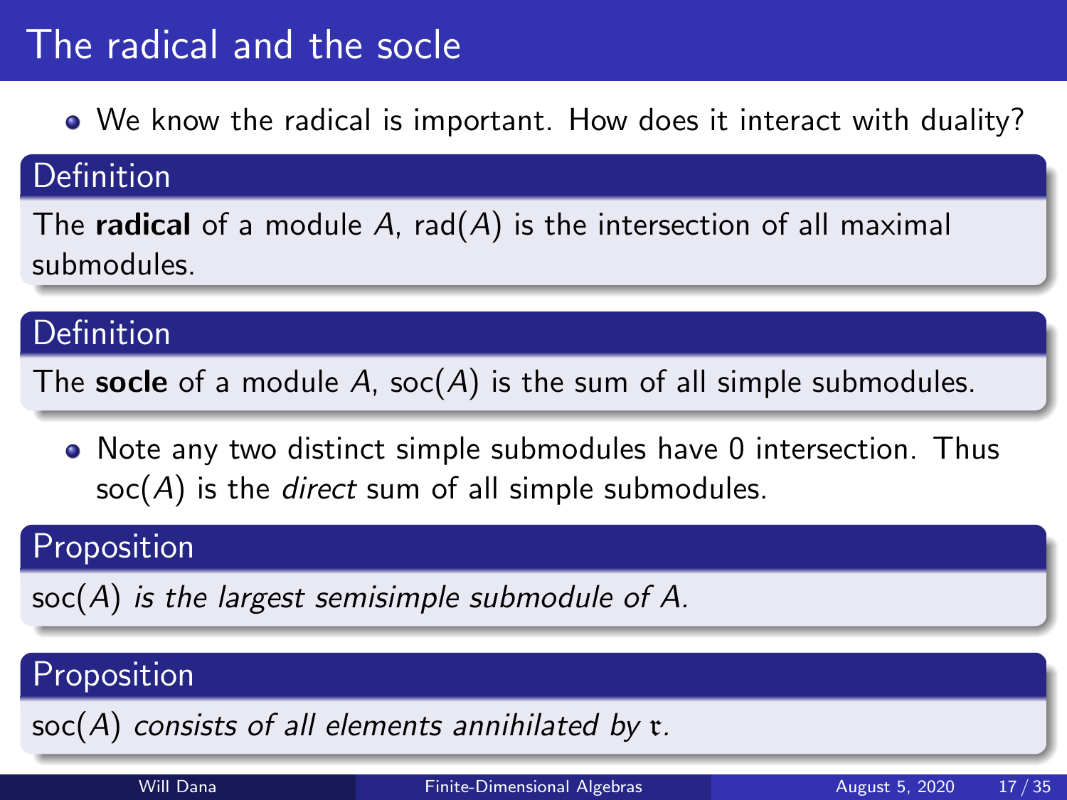# The radical and the socle

- We know the radical is important. How does it interact with duality?

**Definition**

The **radical** of a module $A$, $\mathrm{rad}(A)$ is the intersection of all maximal submodules.

**Definition**

The **socle** of a module $A$, $\mathrm{soc}(A)$ is the sum of all simple submodules.

- Note any two distinct simple submodules have 0 intersection. Thus $\mathrm{soc}(A)$ is the *direct* sum of all simple submodules.

**Proposition**

*$\mathrm{soc}(A)$ is the largest semisimple submodule of $A$.*

**Proposition**

*$\mathrm{soc}(A)$ consists of all elements annihilated by $\mathfrak{r}$.*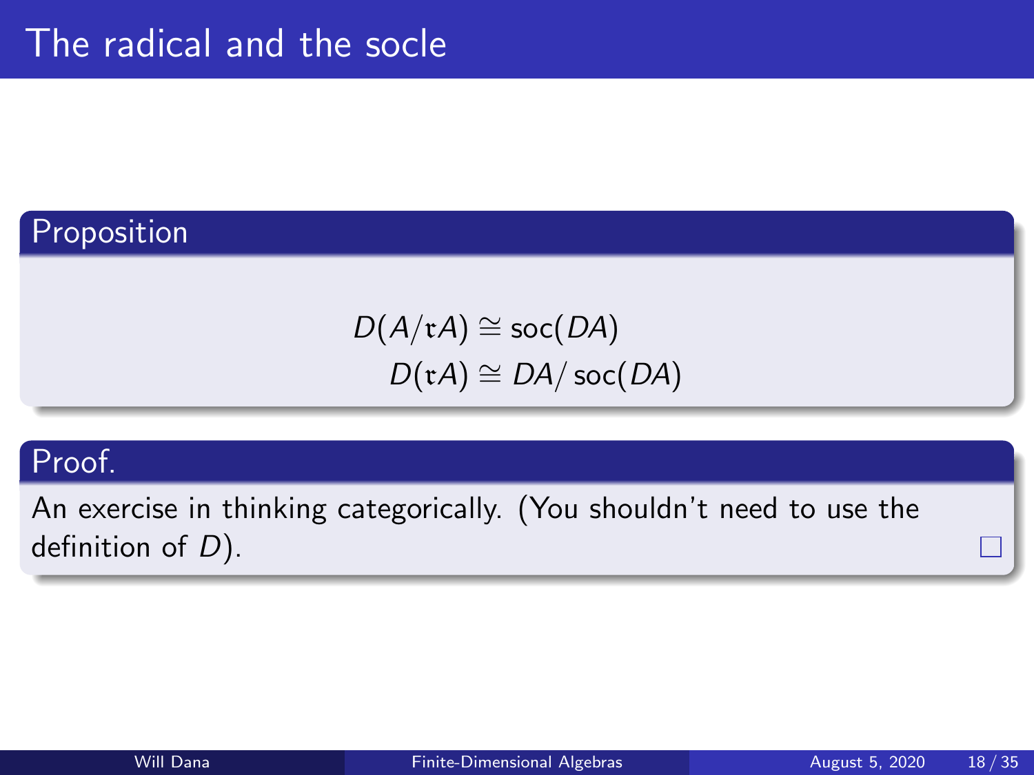# The radical and the socle

## Proposition

$$D(A/\mathfrak{r}A) \cong \operatorname{soc}(DA)$$
$$D(\mathfrak{r}A) \cong DA/\operatorname{soc}(DA)$$

## Proof.

An exercise in thinking categorically. (You shouldn't need to use the definition of $D$). □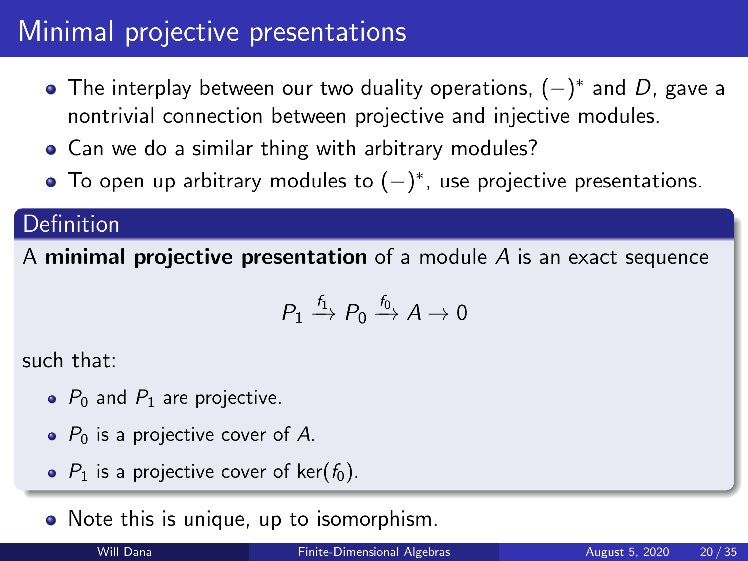# Minimal projective presentations

- The interplay between our two duality operations, $(-)^*$ and $D$, gave a nontrivial connection between projective and injective modules.
- Can we do a similar thing with arbitrary modules?
- To open up arbitrary modules to $(-)^*$, use projective presentations.

**Definition**

A **minimal projective presentation** of a module $A$ is an exact sequence

$$P_1 \xrightarrow{f_1} P_0 \xrightarrow{f_0} A \to 0$$

such that:

- $P_0$ and $P_1$ are projective.
- $P_0$ is a projective cover of $A$.
- $P_1$ is a projective cover of $\ker(f_0)$.

- Note this is unique, up to isomorphism.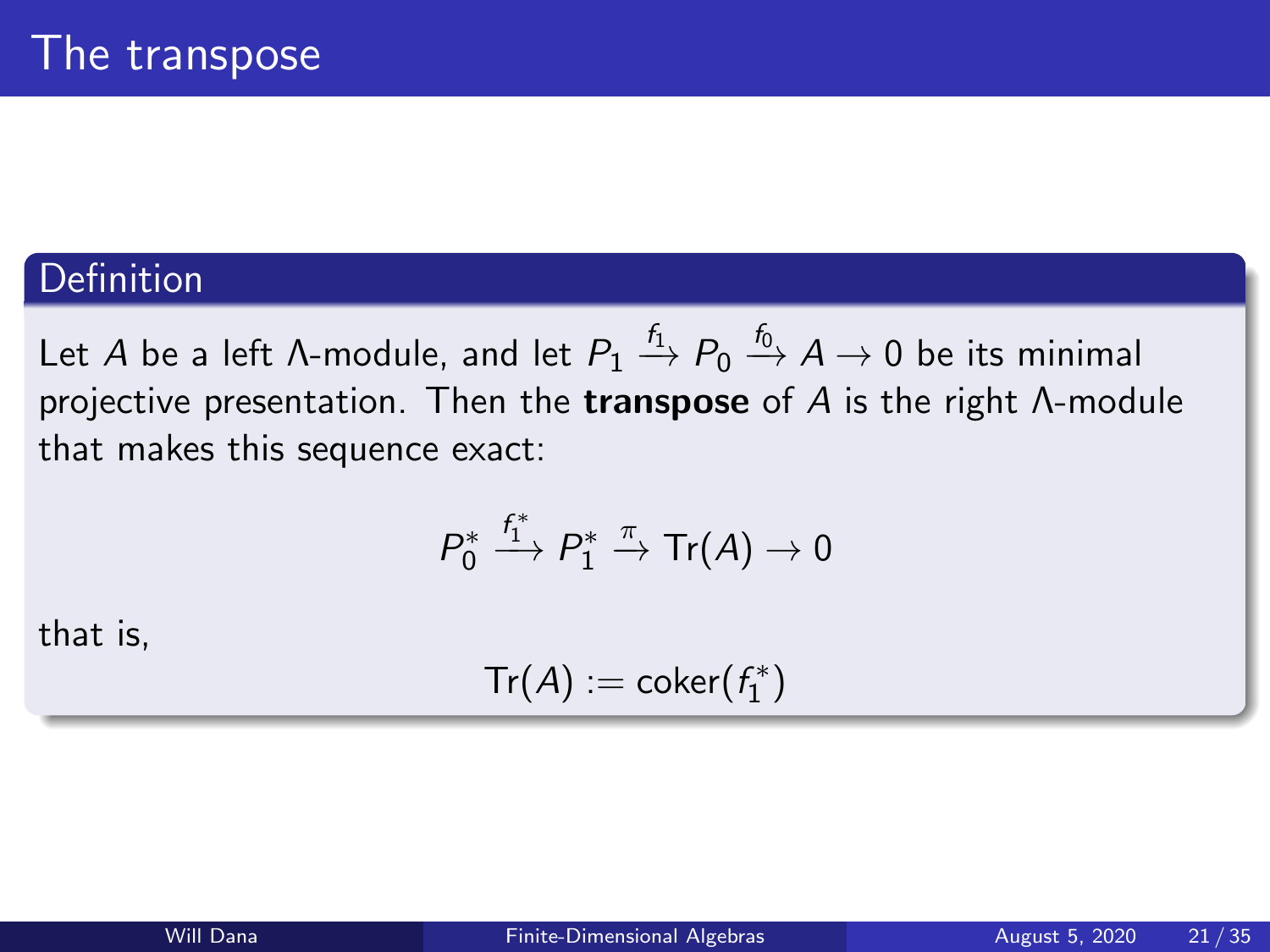# The transpose

**Definition**

Let $A$ be a left $\Lambda$-module, and let $P_1 \xrightarrow{f_1} P_0 \xrightarrow{f_0} A \to 0$ be its minimal projective presentation. Then the **transpose** of $A$ is the right $\Lambda$-module that makes this sequence exact:

$$P_0^* \xrightarrow{f_1^*} P_1^* \xrightarrow{\pi} \mathrm{Tr}(A) \to 0$$

that is,

$$\mathrm{Tr}(A) := \mathrm{coker}(f_1^*)$$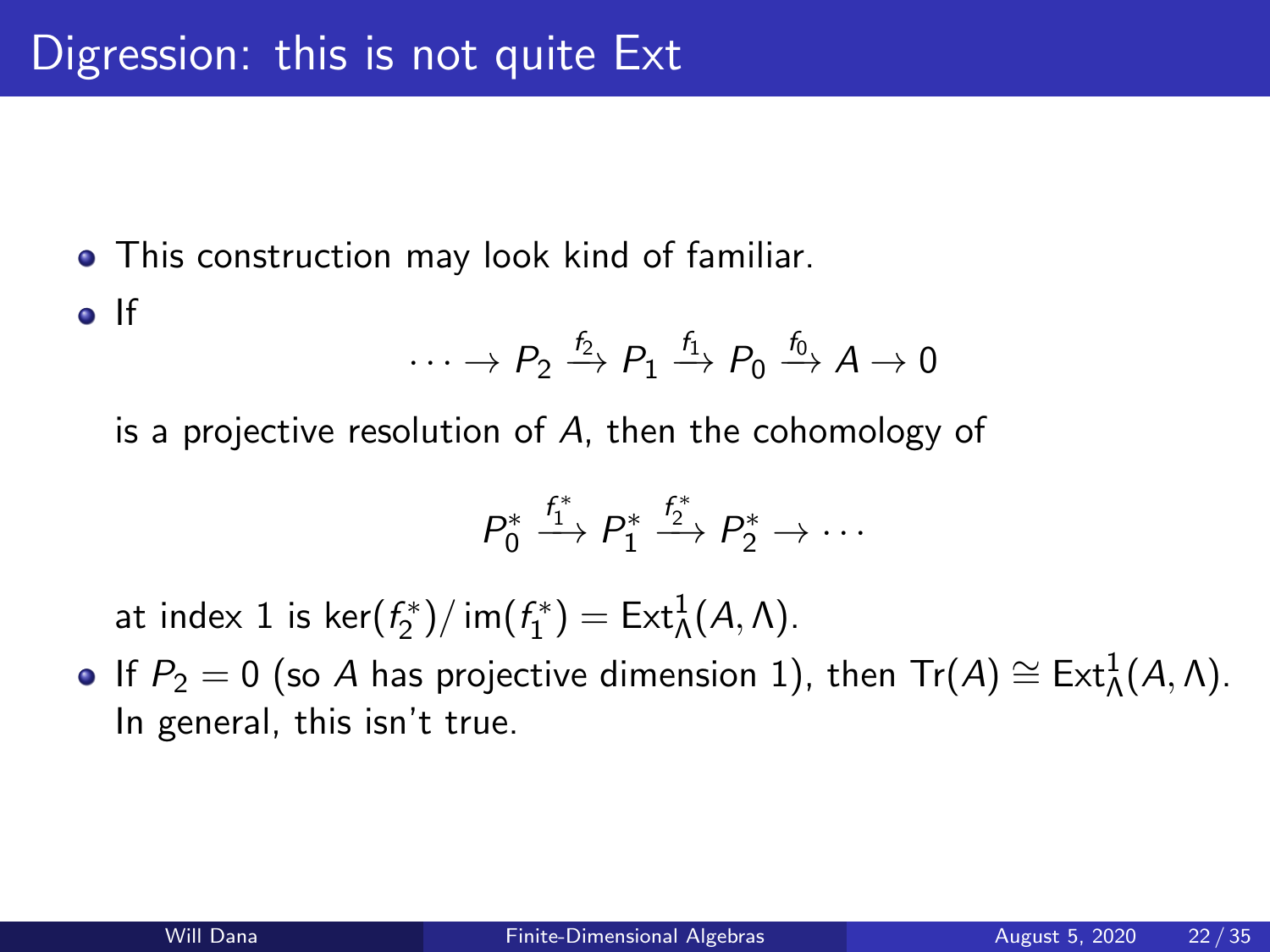# Digression: this is not quite Ext

- This construction may look kind of familiar.
- If

$$\cdots \to P_2 \xrightarrow{f_2} P_1 \xrightarrow{f_1} P_0 \xrightarrow{f_0} A \to 0$$

  is a projective resolution of $A$, then the cohomology of

$$P_0^* \xrightarrow{f_1^*} P_1^* \xrightarrow{f_2^*} P_2^* \to \cdots$$

  at index 1 is $\ker(f_2^*)/\operatorname{im}(f_1^*) = \operatorname{Ext}^1_\Lambda(A, \Lambda)$.
- If $P_2 = 0$ (so $A$ has projective dimension 1), then $\operatorname{Tr}(A) \cong \operatorname{Ext}^1_\Lambda(A, \Lambda)$. In general, this isn't true.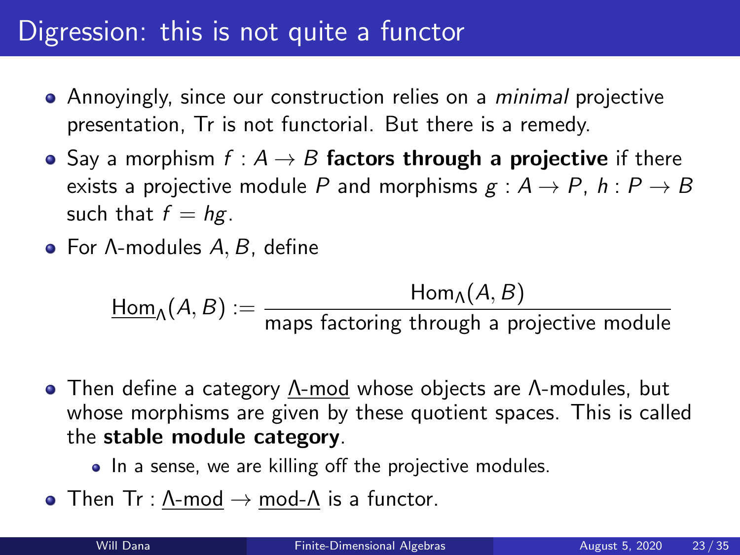# Digression: this is not quite a functor

- Annoyingly, since our construction relies on a *minimal* projective presentation, Tr is not functorial. But there is a remedy.
- Say a morphism $f : A \to B$ **factors through a projective** if there exists a projective module $P$ and morphisms $g : A \to P$, $h : P \to B$ such that $f = hg$.
- For $\Lambda$-modules $A, B$, define

$$\underline{\mathrm{Hom}}_\Lambda(A, B) := \frac{\mathrm{Hom}_\Lambda(A, B)}{\text{maps factoring through a projective module}}$$

- Then define a category $\underline{\Lambda\text{-mod}}$ whose objects are $\Lambda$-modules, but whose morphisms are given by these quotient spaces. This is called the **stable module category**.
  - In a sense, we are killing off the projective modules.
- Then $\mathrm{Tr} : \underline{\Lambda\text{-mod}} \to \underline{\text{mod-}\Lambda}$ is a functor.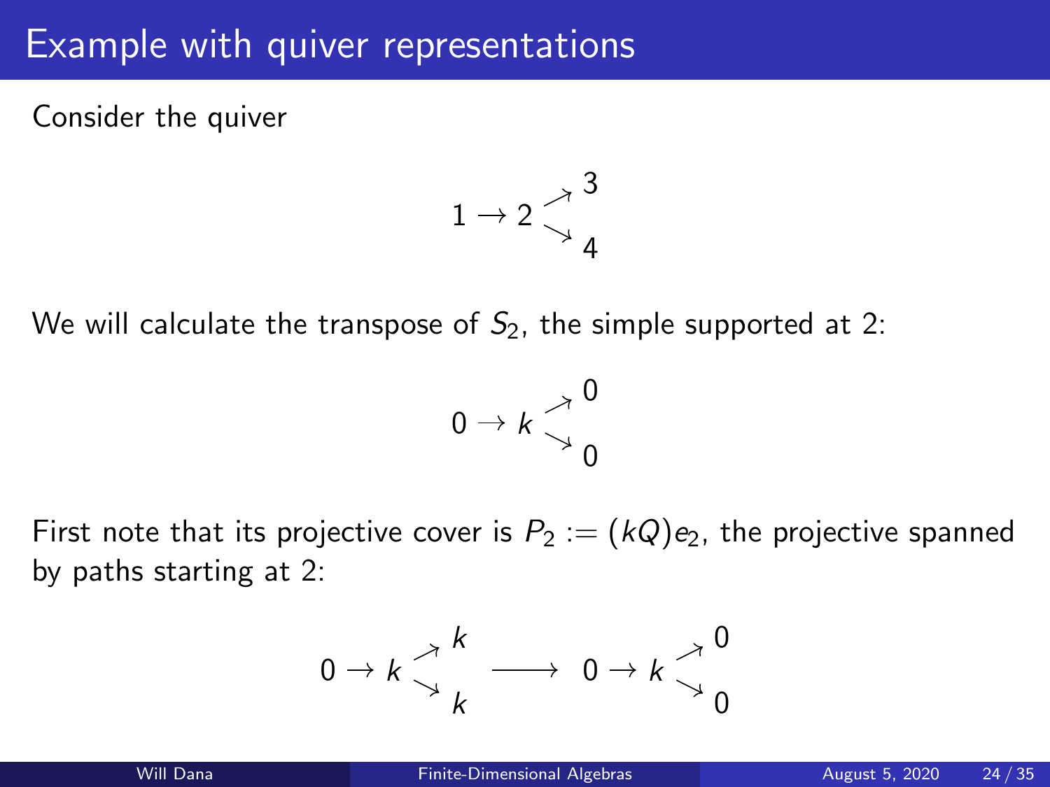# Example with quiver representations

Consider the quiver

$$1 \rightarrow 2 \begin{array}{l} \nearrow 3 \\ \searrow 4 \end{array}$$

We will calculate the transpose of $S_2$, the simple supported at 2:

$$0 \rightarrow k \begin{array}{l} \nearrow 0 \\ \searrow 0 \end{array}$$

First note that its projective cover is $P_2 := (kQ)e_2$, the projective spanned by paths starting at 2:

$$0 \rightarrow k \begin{array}{l} \nearrow k \\ \searrow k \end{array} \longrightarrow 0 \rightarrow k \begin{array}{l} \nearrow 0 \\ \searrow 0 \end{array}$$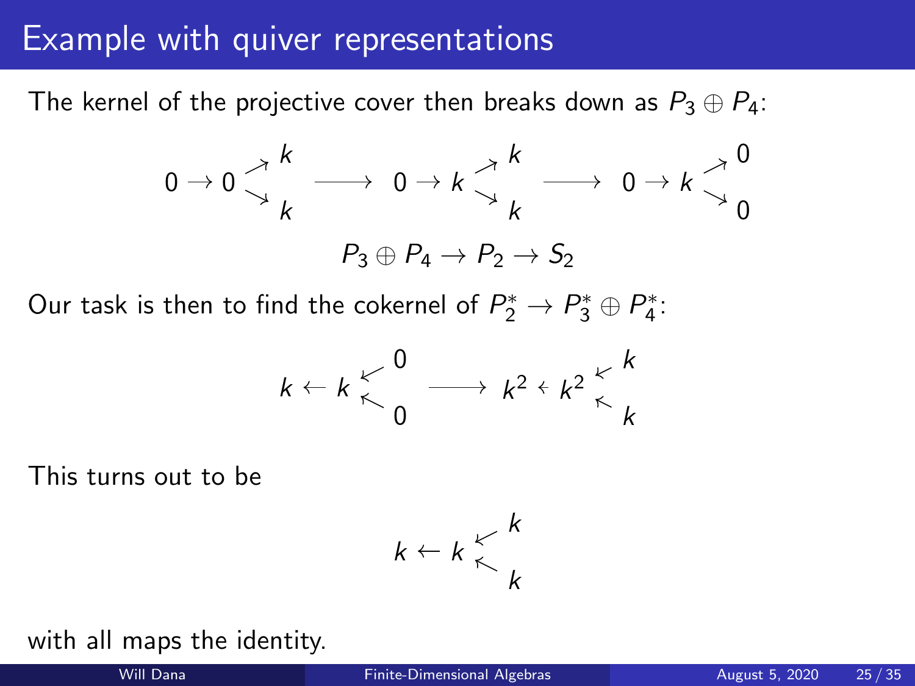# Example with quiver representations

The kernel of the projective cover then breaks down as $P_3 \oplus P_4$:

$$
0 \to 0 \begin{smallmatrix} \nearrow k \\ \searrow k \end{smallmatrix} \longrightarrow 0 \to k \begin{smallmatrix} \nearrow k \\ \searrow k \end{smallmatrix} \longrightarrow 0 \to k \begin{smallmatrix} \nearrow 0 \\ \searrow 0 \end{smallmatrix}
$$

$$
P_3 \oplus P_4 \to P_2 \to S_2
$$

Our task is then to find the cokernel of $P_2^* \to P_3^* \oplus P_4^*$:

$$
k \leftarrow k \begin{smallmatrix} \swarrow 0 \\ \nwarrow 0 \end{smallmatrix} \longrightarrow k^2 \leftarrow k^2 \begin{smallmatrix} \swarrow k \\ \nwarrow k \end{smallmatrix}
$$

This turns out to be

$$
k \leftarrow k \begin{smallmatrix} \swarrow k \\ \nwarrow k \end{smallmatrix}
$$

with all maps the identity.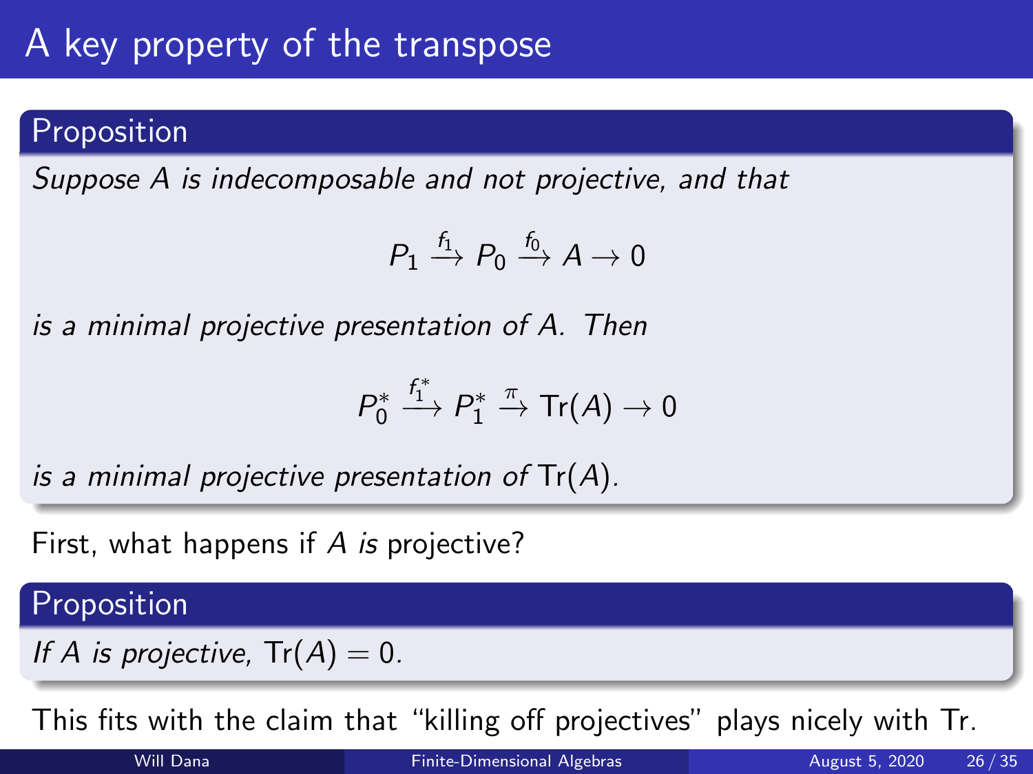# A key property of the transpose

**Proposition**

*Suppose $A$ is indecomposable and not projective, and that*

$$P_1 \xrightarrow{f_1} P_0 \xrightarrow{f_0} A \to 0$$

*is a minimal projective presentation of $A$. Then*

$$P_0^* \xrightarrow{f_1^*} P_1^* \xrightarrow{\pi} \mathrm{Tr}(A) \to 0$$

*is a minimal projective presentation of* $\mathrm{Tr}(A)$.

First, what happens if $A$ *is* projective?

**Proposition**

*If $A$ is projective,* $\mathrm{Tr}(A) = 0$.

This fits with the claim that "killing off projectives" plays nicely with Tr.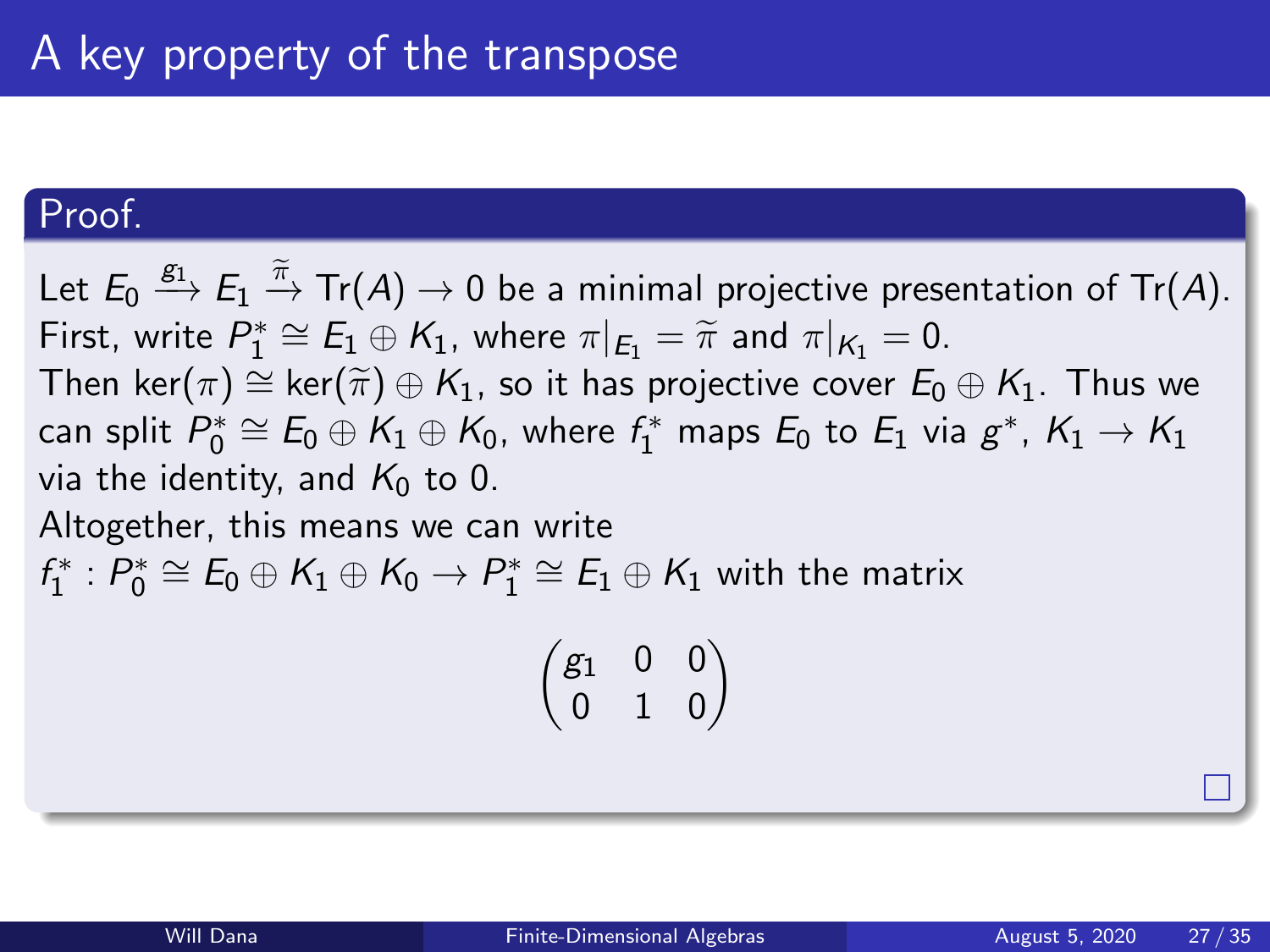# A key property of the transpose

**Proof.**

Let $E_0 \xrightarrow{g_1} E_1 \xrightarrow{\widetilde{\pi}} \mathrm{Tr}(A) \to 0$ be a minimal projective presentation of $\mathrm{Tr}(A)$.
First, write $P_1^* \cong E_1 \oplus K_1$, where $\pi|_{E_1} = \widetilde{\pi}$ and $\pi|_{K_1} = 0$.
Then $\ker(\pi) \cong \ker(\widetilde{\pi}) \oplus K_1$, so it has projective cover $E_0 \oplus K_1$. Thus we can split $P_0^* \cong E_0 \oplus K_1 \oplus K_0$, where $f_1^*$ maps $E_0$ to $E_1$ via $g^*$, $K_1 \to K_1$ via the identity, and $K_0$ to 0.
Altogether, this means we can write
$f_1^* : P_0^* \cong E_0 \oplus K_1 \oplus K_0 \to P_1^* \cong E_1 \oplus K_1$ with the matrix

$$\begin{pmatrix} g_1 & 0 & 0 \\ 0 & 1 & 0 \end{pmatrix}$$

□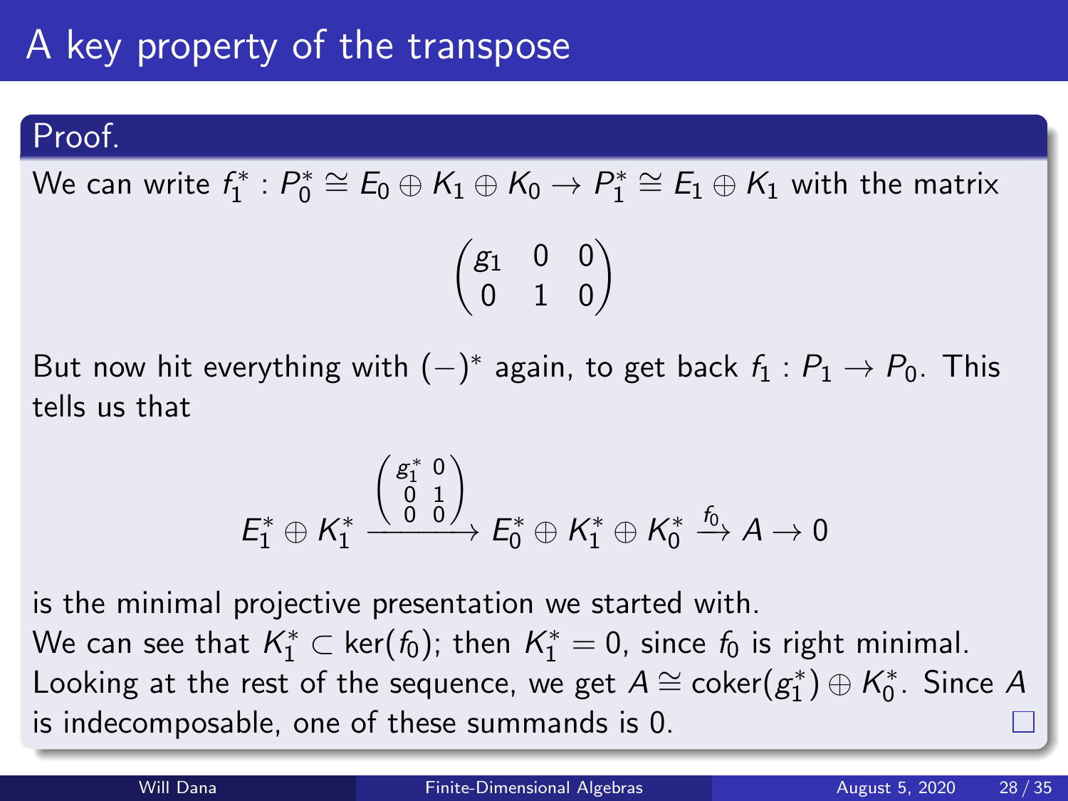# A key property of the transpose

**Proof.**

We can write $f_1^* : P_0^* \cong E_0 \oplus K_1 \oplus K_0 \to P_1^* \cong E_1 \oplus K_1$ with the matrix

$$\begin{pmatrix} g_1 & 0 & 0 \\ 0 & 1 & 0 \end{pmatrix}$$

But now hit everything with $(-)^*$ again, to get back $f_1 : P_1 \to P_0$. This tells us that

$$E_1^* \oplus K_1^* \xrightarrow{\begin{pmatrix} g_1^* & 0 \\ 0 & 1 \\ 0 & 0 \end{pmatrix}} E_0^* \oplus K_1^* \oplus K_0^* \xrightarrow{f_0} A \to 0$$

is the minimal projective presentation we started with.

We can see that $K_1^* \subset \ker(f_0)$; then $K_1^* = 0$, since $f_0$ is right minimal.

Looking at the rest of the sequence, we get $A \cong \operatorname{coker}(g_1^*) \oplus K_0^*$. Since $A$ is indecomposable, one of these summands is 0. □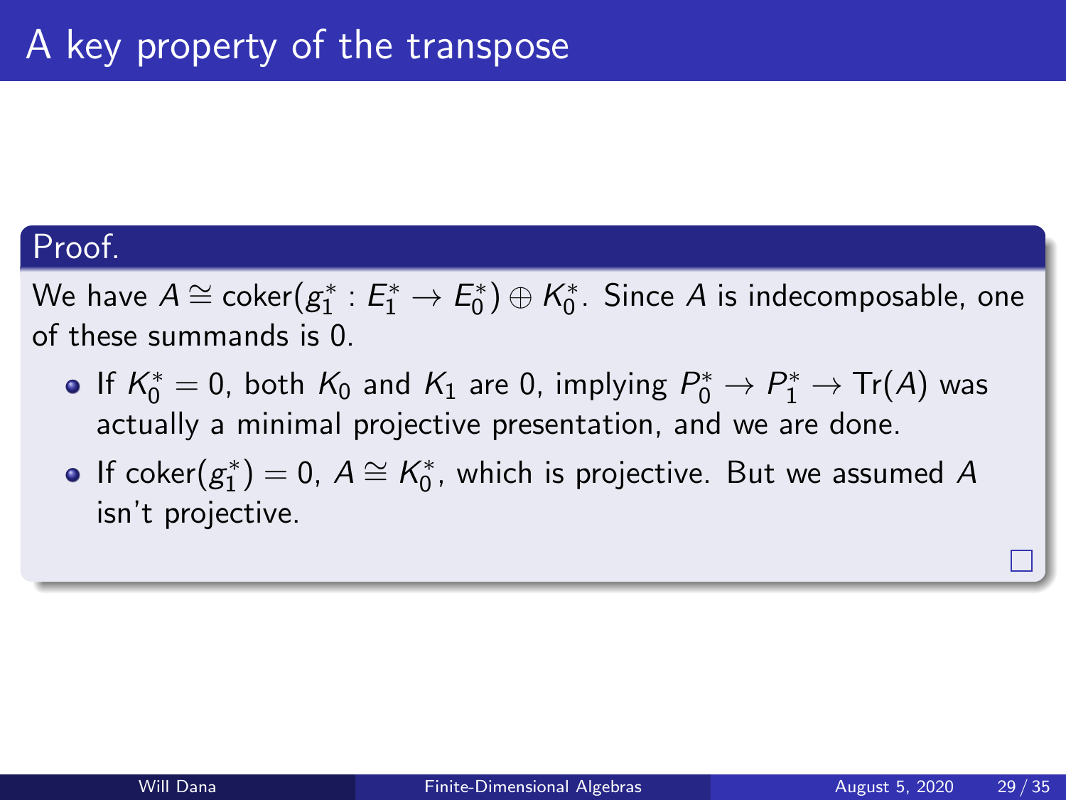# A key property of the transpose

**Proof.**

We have $A \cong \text{coker}(g_1^* : E_1^* \to E_0^*) \oplus K_0^*$. Since $A$ is indecomposable, one of these summands is 0.

- If $K_0^* = 0$, both $K_0$ and $K_1$ are 0, implying $P_0^* \to P_1^* \to \text{Tr}(A)$ was actually a minimal projective presentation, and we are done.
- If $\text{coker}(g_1^*) = 0$, $A \cong K_0^*$, which is projective. But we assumed $A$ isn't projective.

□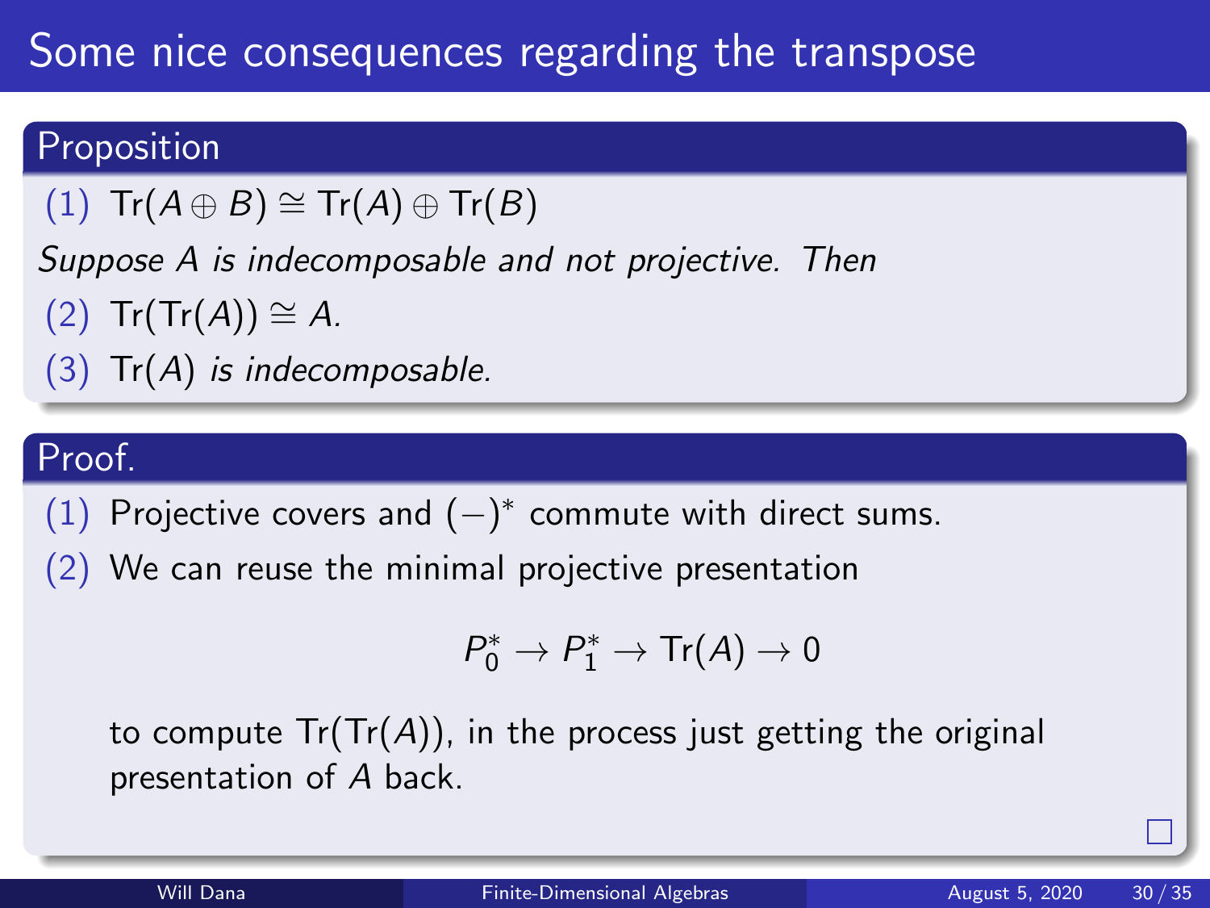# Some nice consequences regarding the transpose

### Proposition

(1) $\mathrm{Tr}(A \oplus B) \cong \mathrm{Tr}(A) \oplus \mathrm{Tr}(B)$

*Suppose $A$ is indecomposable and not projective. Then*

(2) $\mathrm{Tr}(\mathrm{Tr}(A)) \cong A$.

(3) $\mathrm{Tr}(A)$ *is indecomposable.*

### Proof.

(1) Projective covers and $(-)^*$ commute with direct sums.

(2) We can reuse the minimal projective presentation

$$P_0^* \to P_1^* \to \mathrm{Tr}(A) \to 0$$

to compute $\mathrm{Tr}(\mathrm{Tr}(A))$, in the process just getting the original presentation of $A$ back.

□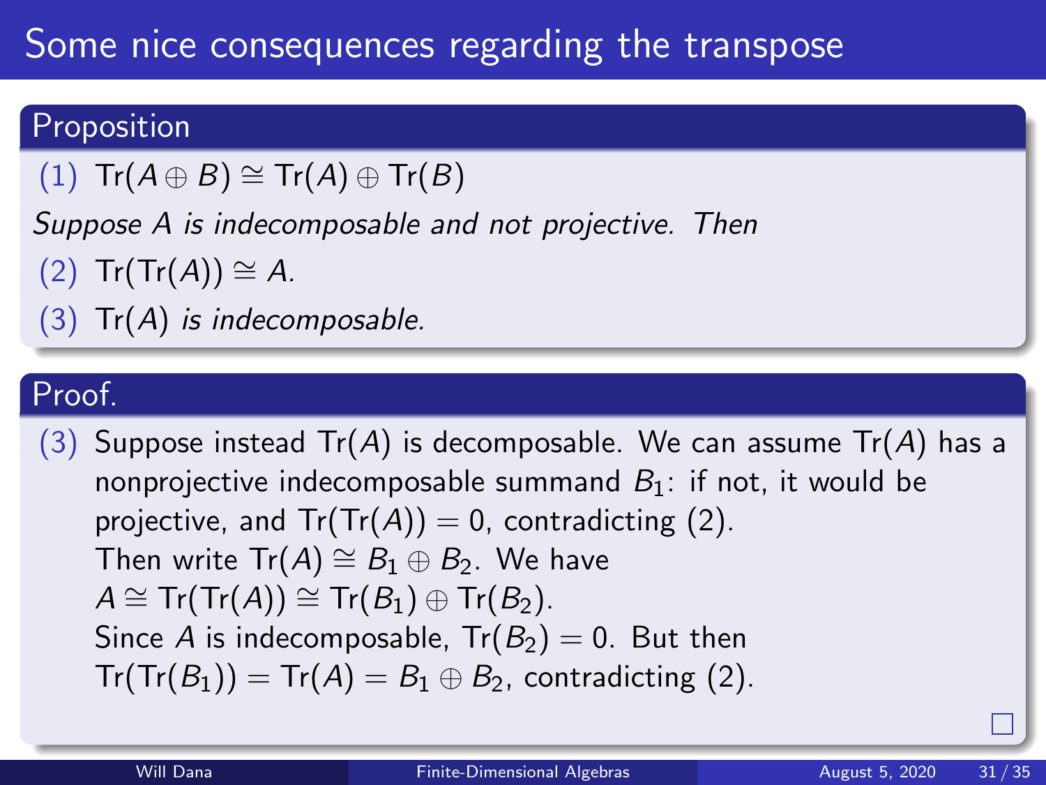# Some nice consequences regarding the transpose

## Proposition

(1) $\mathrm{Tr}(A \oplus B) \cong \mathrm{Tr}(A) \oplus \mathrm{Tr}(B)$

*Suppose $A$ is indecomposable and not projective. Then*

(2) $\mathrm{Tr}(\mathrm{Tr}(A)) \cong A$*.*

(3) $\mathrm{Tr}(A)$ *is indecomposable.*

## Proof.

(3) Suppose instead $\mathrm{Tr}(A)$ is decomposable. We can assume $\mathrm{Tr}(A)$ has a nonprojective indecomposable summand $B_1$: if not, it would be projective, and $\mathrm{Tr}(\mathrm{Tr}(A)) = 0$, contradicting (2).
Then write $\mathrm{Tr}(A) \cong B_1 \oplus B_2$. We have
$A \cong \mathrm{Tr}(\mathrm{Tr}(A)) \cong \mathrm{Tr}(B_1) \oplus \mathrm{Tr}(B_2)$.
Since $A$ is indecomposable, $\mathrm{Tr}(B_2) = 0$. But then
$\mathrm{Tr}(\mathrm{Tr}(B_1)) = \mathrm{Tr}(A) = B_1 \oplus B_2$, contradicting (2).

□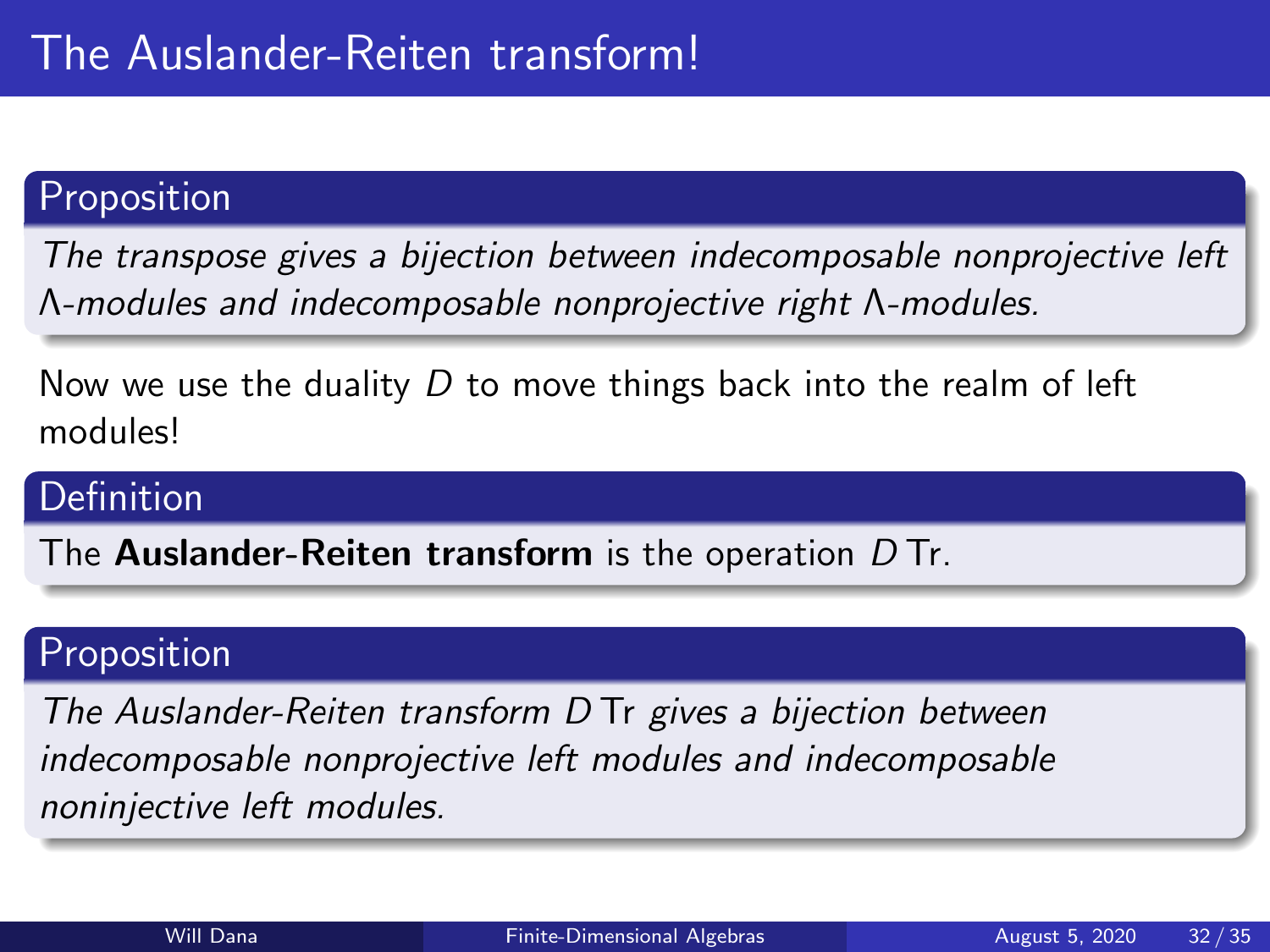# The Auslander-Reiten transform!

**Proposition**

*The transpose gives a bijection between indecomposable nonprojective left $\Lambda$-modules and indecomposable nonprojective right $\Lambda$-modules.*

Now we use the duality $D$ to move things back into the realm of left modules!

**Definition**

The **Auslander-Reiten transform** is the operation $D\,\mathrm{Tr}$.

**Proposition**

*The Auslander-Reiten transform $D\,\mathrm{Tr}$ gives a bijection between indecomposable nonprojective left modules and indecomposable noninjective left modules.*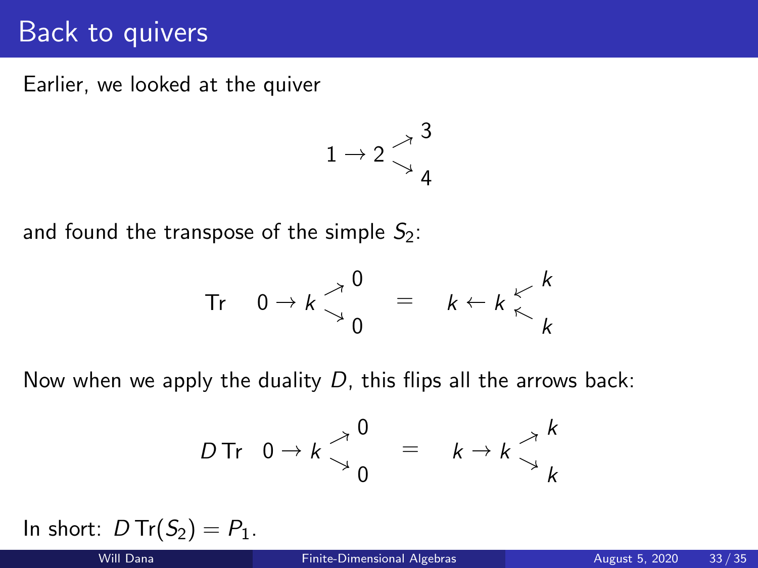# Back to quivers

Earlier, we looked at the quiver

$$1 \to 2 \begin{smallmatrix} \nearrow 3 \\ \searrow 4 \end{smallmatrix}$$

and found the transpose of the simple $S_2$:

$$\operatorname{Tr} \quad 0 \to k \begin{smallmatrix} \nearrow 0 \\ \searrow 0 \end{smallmatrix} \quad = \quad k \leftarrow k \begin{smallmatrix} \swarrow k \\ \nwarrow k \end{smallmatrix}$$

Now when we apply the duality $D$, this flips all the arrows back:

$$D \operatorname{Tr} \quad 0 \to k \begin{smallmatrix} \nearrow 0 \\ \searrow 0 \end{smallmatrix} \quad = \quad k \to k \begin{smallmatrix} \nearrow k \\ \searrow k \end{smallmatrix}$$

In short: $D \operatorname{Tr}(S_2) = P_1$.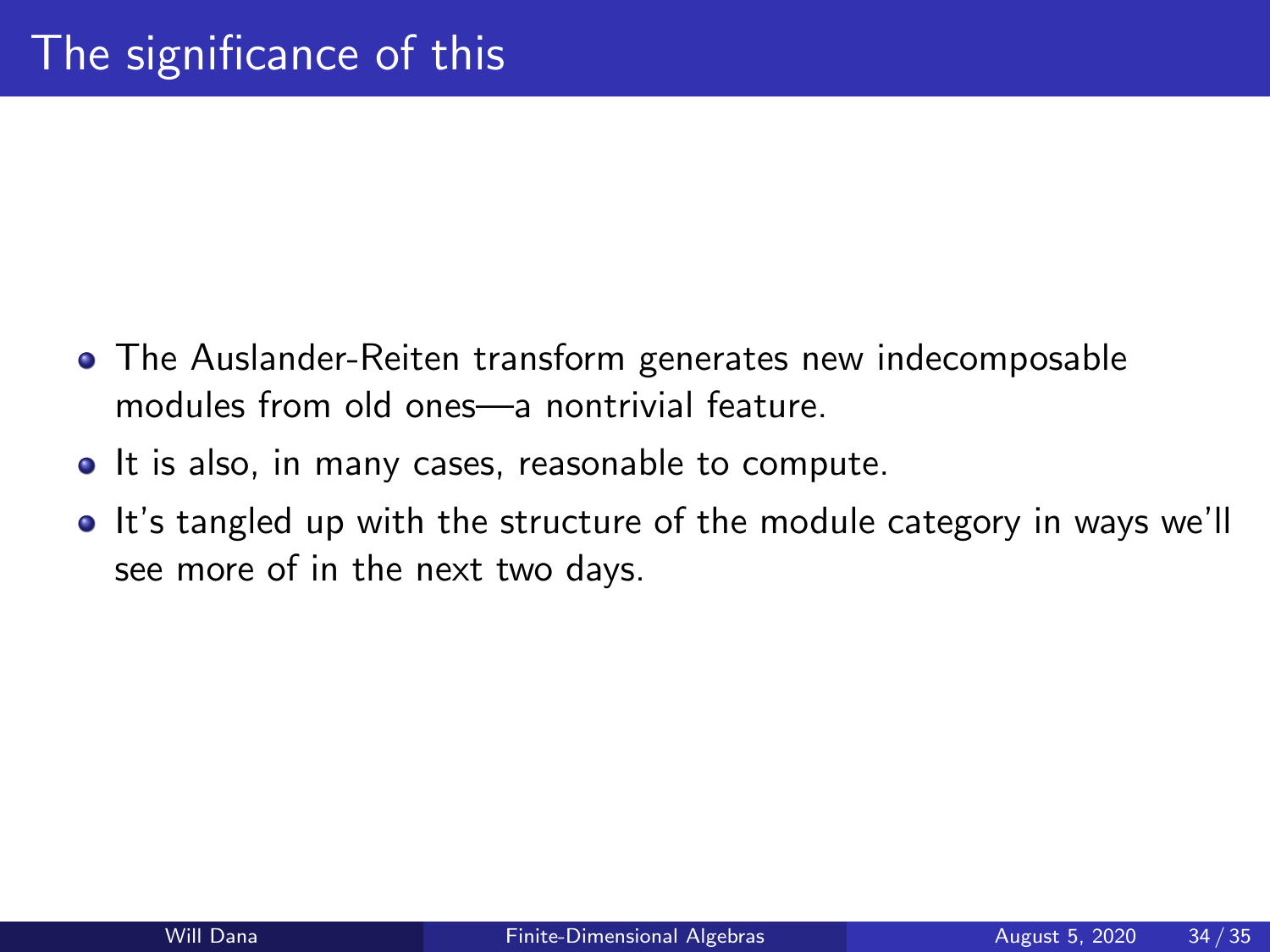# The significance of this

- The Auslander-Reiten transform generates new indecomposable modules from old ones—a nontrivial feature.
- It is also, in many cases, reasonable to compute.
- It's tangled up with the structure of the module category in ways we'll see more of in the next two days.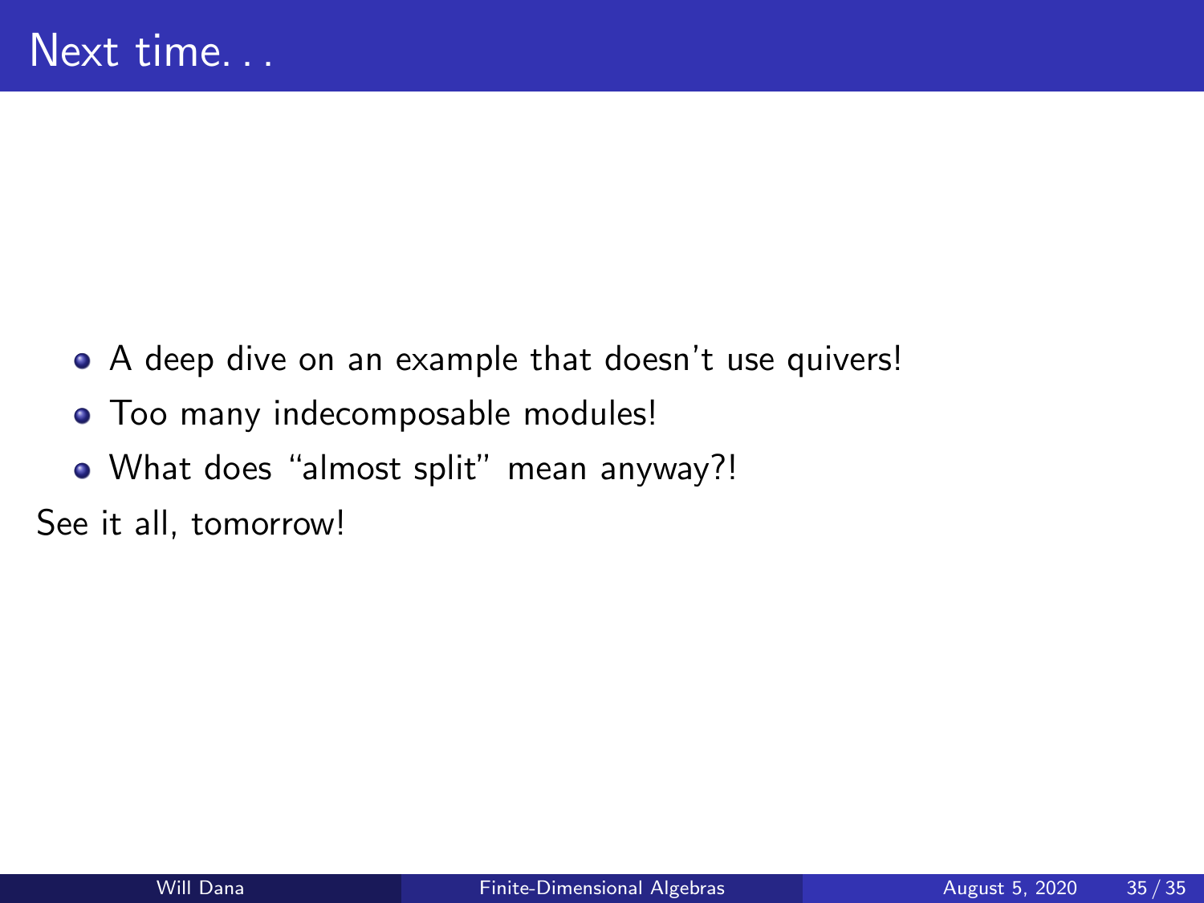# Next time. . .

- A deep dive on an example that doesn't use quivers!
- Too many indecomposable modules!
- What does "almost split" mean anyway?!

See it all, tomorrow!